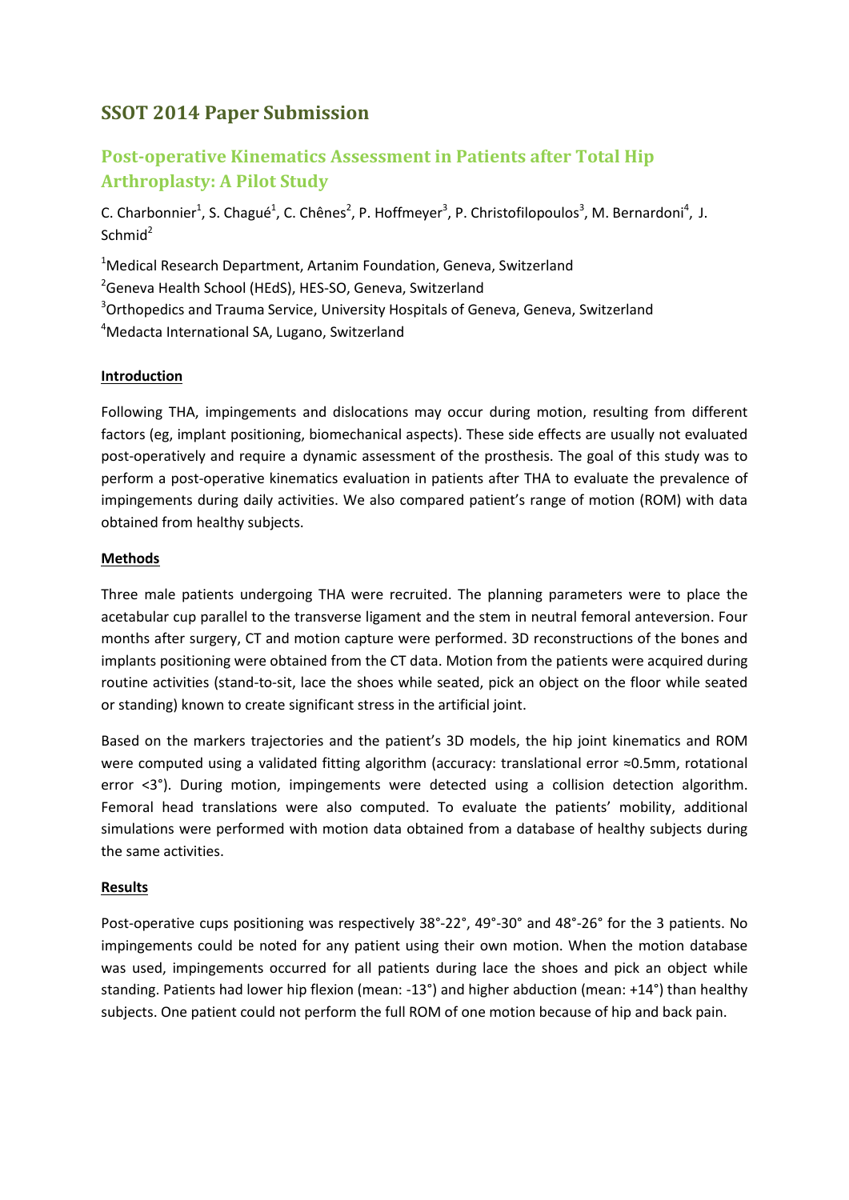# SSOT 2014 Paper Submission

## Post-operative Kinematics Assessment in Patients after Total Hip Arthroplasty: A Pilot Study

C. Charbonnier[1], S. Chagué[1], C. Chênes[2], P. Hoffmeyer[3], P. Christofilopoulos[3], M. Bernardoni[4], J. Schmid[2]

[1]Medical Research Department, Artanim Foundation, Geneva, Switzerland

[2]Geneva Health School (HEdS), HES-SO, Geneva, Switzerland

[3]Orthopedics and Trauma Service, University Hospitals of Geneva, Geneva, Switzerland

[4]Medacta International SA, Lugano, Switzerland

### Introduction

Following THA, impingements and dislocations may occur during motion, resulting from different factors (eg, implant positioning, biomechanical aspects). These side effects are usually not evaluated post-operatively and require a dynamic assessment of the prosthesis. The goal of this study was to perform a post-operative kinematics evaluation in patients after THA to evaluate the prevalence of impingements during daily activities. We also compared patient's range of motion (ROM) with data obtained from healthy subjects.

### Methods

Three male patients undergoing THA were recruited. The planning parameters were to place the acetabular cup parallel to the transverse ligament and the stem in neutral femoral anteversion. Four months after surgery, CT and motion capture were performed. 3D reconstructions of the bones and implants positioning were obtained from the CT data. Motion from the patients were acquired during routine activities (stand-to-sit, lace the shoes while seated, pick an object on the floor while seated or standing) known to create significant stress in the artificial joint.

Based on the markers trajectories and the patient's 3D models, the hip joint kinematics and ROM were computed using a validated fitting algorithm (accuracy: translational error ≈0.5mm, rotational error <3°). During motion, impingements were detected using a collision detection algorithm. Femoral head translations were also computed. To evaluate the patients' mobility, additional simulations were performed with motion data obtained from a database of healthy subjects during the same activities.

### Results

Post-operative cups positioning was respectively 38°-22°, 49°-30° and 48°-26° for the 3 patients. No impingements could be noted for any patient using their own motion. When the motion database was used, impingements occurred for all patients during lace the shoes and pick an object while standing. Patients had lower hip flexion (mean: -13°) and higher abduction (mean: +14°) than healthy subjects. One patient could not perform the full ROM of one motion because of hip and back pain.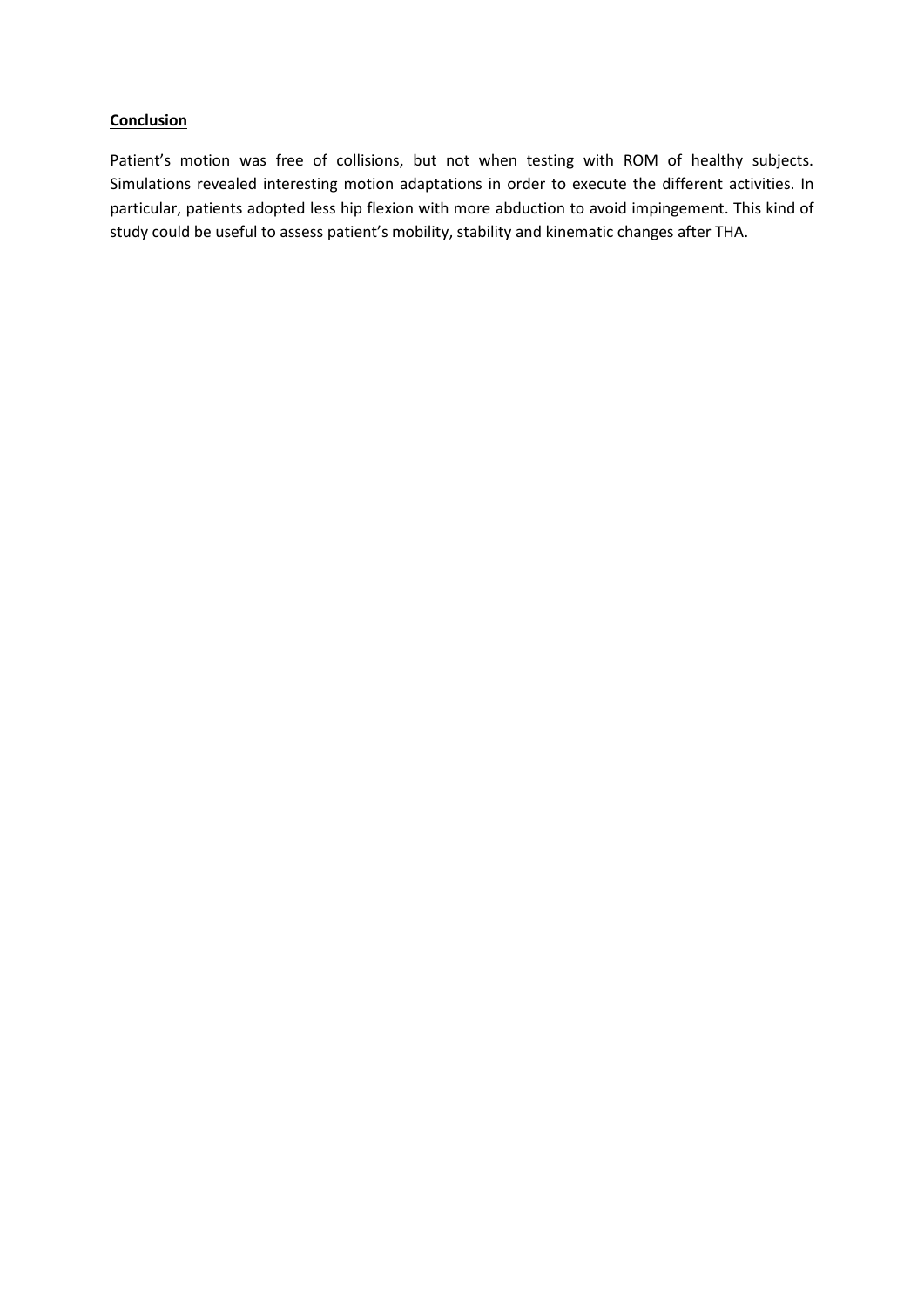**Conclusion**

Patient's motion was free of collisions, but not when testing with ROM of healthy subjects. Simulations revealed interesting motion adaptations in order to execute the different activities. In particular, patients adopted less hip flexion with more abduction to avoid impingement. This kind of study could be useful to assess patient's mobility, stability and kinematic changes after THA.